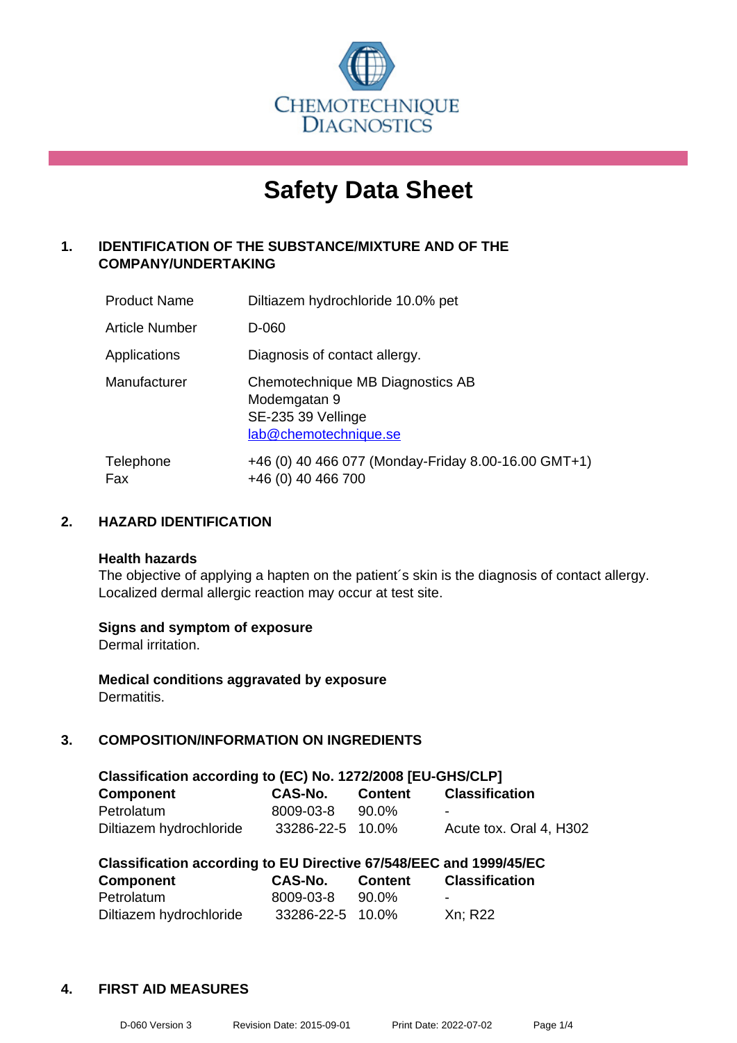CHEMOTECHNIQUE DIAGNOSTICS

# Safety Data Sheet

## 1. IDENTIFICATION OF THE SUBSTANCE/MIXTURE AND OF THE COMPANY/UNDERTAKING

| | |
|---|---|
| Product Name | Diltiazem hydrochloride 10.0% pet |
| Article Number | D-060 |
| Applications | Diagnosis of contact allergy. |
| Manufacturer | Chemotechnique MB Diagnostics AB<br>Modemgatan 9<br>SE-235 39 Vellinge<br>lab@chemotechnique.se |
| Telephone<br>Fax | +46 (0) 40 466 077 (Monday-Friday 8.00-16.00 GMT+1)<br>+46 (0) 40 466 700 |

## 2. HAZARD IDENTIFICATION

**Health hazards**
The objective of applying a hapten on the patient´s skin is the diagnosis of contact allergy. Localized dermal allergic reaction may occur at test site.

**Signs and symptom of exposure**
Dermal irritation.

**Medical conditions aggravated by exposure**
Dermatitis.

## 3. COMPOSITION/INFORMATION ON INGREDIENTS

**Classification according to (EC) No. 1272/2008 [EU-GHS/CLP]**

| Component | CAS-No. | Content | Classification |
|---|---|---|---|
| Petrolatum | 8009-03-8 | 90.0% | - |
| Diltiazem hydrochloride | 33286-22-5 | 10.0% | Acute tox. Oral 4, H302 |

**Classification according to EU Directive 67/548/EEC and 1999/45/EC**

| Component | CAS-No. | Content | Classification |
|---|---|---|---|
| Petrolatum | 8009-03-8 | 90.0% | - |
| Diltiazem hydrochloride | 33286-22-5 | 10.0% | Xn; R22 |

## 4. FIRST AID MEASURES

D-060 Version 3 Revision Date: 2015-09-01 Print Date: 2022-07-02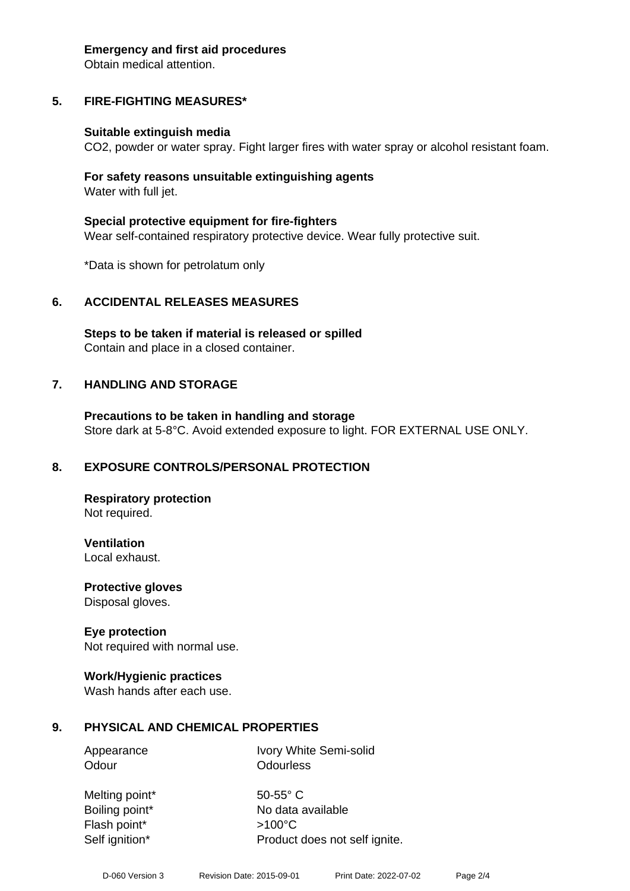**Emergency and first aid procedures**
Obtain medical attention.

## 5. FIRE-FIGHTING MEASURES*

**Suitable extinguish media**
$CO_2$, powder or water spray. Fight larger fires with water spray or alcohol resistant foam.

**For safety reasons unsuitable extinguishing agents**
Water with full jet.

**Special protective equipment for fire-fighters**
Wear self-contained respiratory protective device. Wear fully protective suit.

*Data is shown for petrolatum only

## 6. ACCIDENTAL RELEASES MEASURES

**Steps to be taken if material is released or spilled**
Contain and place in a closed container.

## 7. HANDLING AND STORAGE

**Precautions to be taken in handling and storage**
Store dark at 5-8°C. Avoid extended exposure to light. FOR EXTERNAL USE ONLY.

## 8. EXPOSURE CONTROLS/PERSONAL PROTECTION

**Respiratory protection**
Not required.

**Ventilation**
Local exhaust.

**Protective gloves**
Disposal gloves.

**Eye protection**
Not required with normal use.

**Work/Hygienic practices**
Wash hands after each use.

## 9. PHYSICAL AND CHEMICAL PROPERTIES

| | |
|---|---|
| Appearance | Ivory White Semi-solid |
| Odour | Odourless |
| Melting point* | 50-55° C |
| Boiling point* | No data available |
| Flash point* | >100°C |
| Self ignition* | Product does not self ignite. |

D-060 Version 3 Revision Date: 2015-09-01 Print Date: 2022-07-02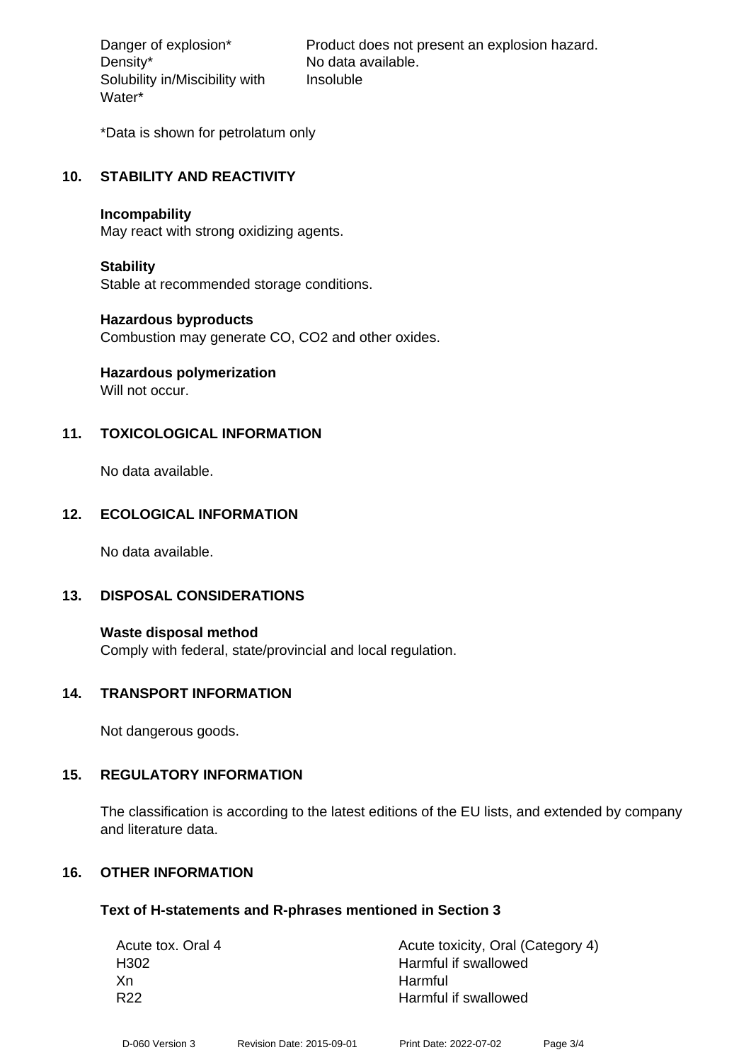| | |
|---|---|
| Danger of explosion* | Product does not present an explosion hazard. |
| Density* | No data available. |
| Solubility in/Miscibility with Water* | Insoluble |

*Data is shown for petrolatum only

## 10. STABILITY AND REACTIVITY

**Incompability**
May react with strong oxidizing agents.

**Stability**
Stable at recommended storage conditions.

**Hazardous byproducts**
Combustion may generate CO, $CO_2$ and other oxides.

**Hazardous polymerization**
Will not occur.

## 11. TOXICOLOGICAL INFORMATION

No data available.

## 12. ECOLOGICAL INFORMATION

No data available.

## 13. DISPOSAL CONSIDERATIONS

**Waste disposal method**
Comply with federal, state/provincial and local regulation.

## 14. TRANSPORT INFORMATION

Not dangerous goods.

## 15. REGULATORY INFORMATION

The classification is according to the latest editions of the EU lists, and extended by company and literature data.

## 16. OTHER INFORMATION

### Text of H-statements and R-phrases mentioned in Section 3

| | |
|---|---|
| Acute tox. Oral 4 | Acute toxicity, Oral (Category 4) |
| H302 | Harmful if swallowed |
| Xn | Harmful |
| R22 | Harmful if swallowed |

D-060 Version 3 Revision Date: 2015-09-01 Print Date: 2022-07-02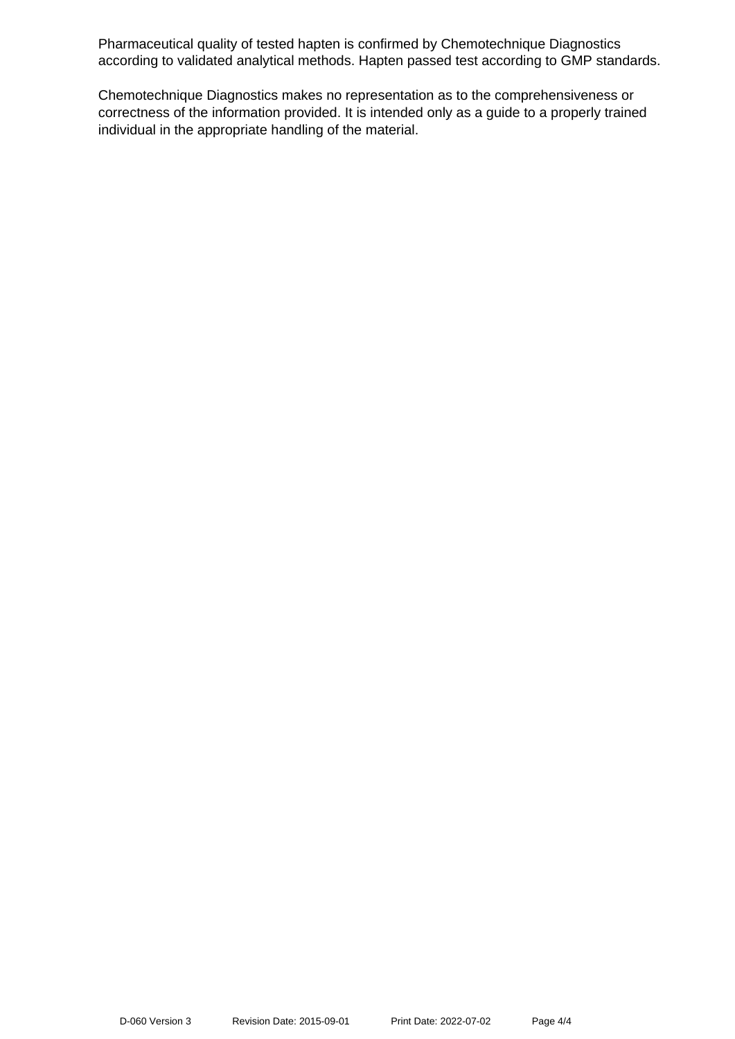Pharmaceutical quality of tested hapten is confirmed by Chemotechnique Diagnostics according to validated analytical methods. Hapten passed test according to GMP standards.

Chemotechnique Diagnostics makes no representation as to the comprehensiveness or correctness of the information provided. It is intended only as a guide to a properly trained individual in the appropriate handling of the material.